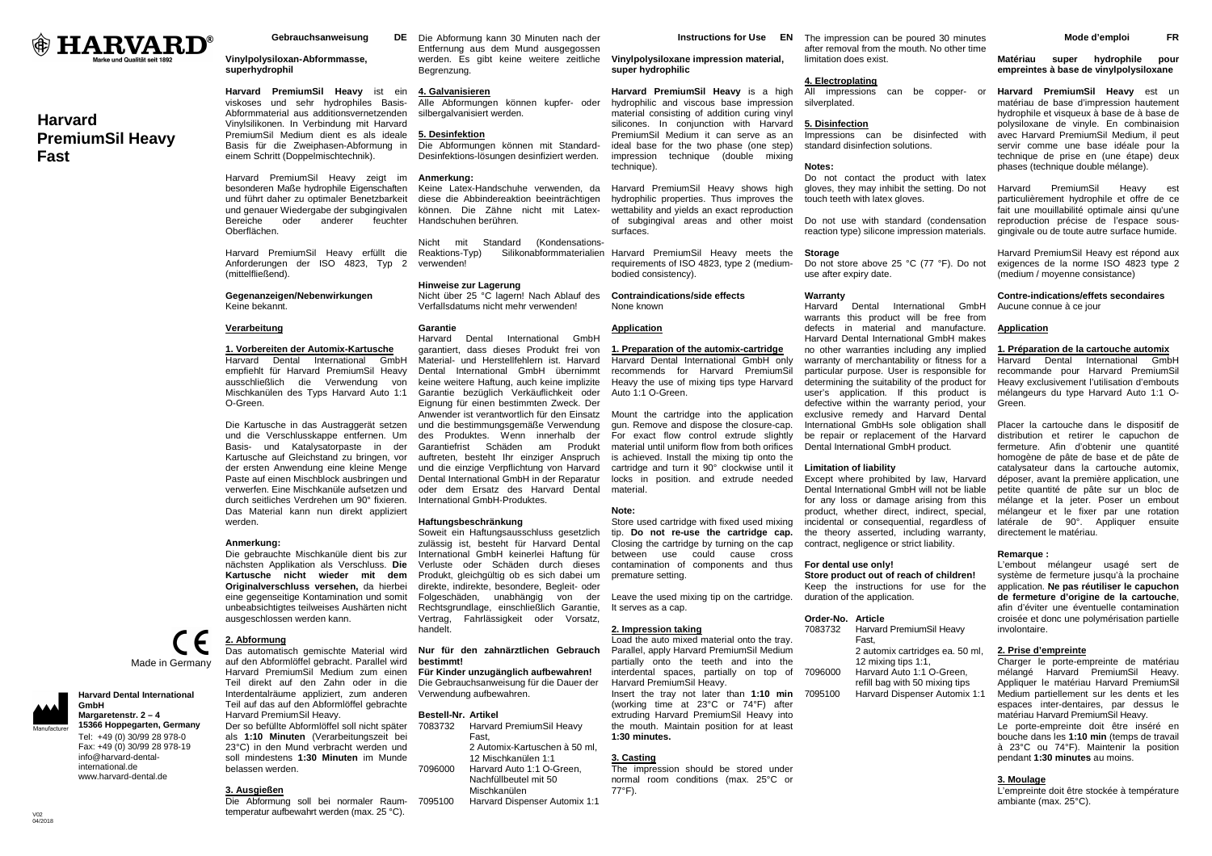**HARVARD®**
Marke und Qualität seit 1892

# Harvard PremiumSil Heavy Fast

Made in Germany

**Harvard Dental International GmbH**
**Margaretenstr. 2 – 4**
**15366 Hoppegarten, Germany**
Tel: +49 (0) 30/99 28 978-0
Fax: +49 (0) 30/99 28 978-19
info@harvard-dental-international.de
www.harvard-dental.de

Manufacturer

V02
04/2018

## Gebrauchsanweisung DE

**Vinylpolysiloxan-Abformmasse, superhydrophil**

**Harvard PremiumSil Heavy** ist ein viskoses und sehr hydrophiles Basis-Abformmaterial aus additionsvernetzenden Vinylsilikonen. In Verbindung mit Harvard PremiumSil Medium dient es als ideale Basis für die Zweiphasen-Abformung in einem Schritt (Doppelmischtechnik).

Harvard PremiumSil Heavy zeigt im besonderen Maße hydrophile Eigenschaften und führt daher zu optimaler Benetzbarkeit und genauer Wiedergabe der subgingivalen Bereiche oder anderer feuchter Oberflächen.

Harvard PremiumSil Heavy erfüllt die Anforderungen der ISO 4823, Typ 2 (mittelfließend).

**Gegenanzeigen/Nebenwirkungen**
Keine bekannt.

**Verarbeitung**

**1. Vorbereiten der Automix-Kartusche**
Harvard Dental International GmbH empfiehlt für Harvard PremiumSil Heavy ausschließlich die Verwendung von Mischkanülen des Typs Harvard Auto 1:1 O-Green.

Die Kartusche in das Austraggerät setzen und die Verschlusskappe entfernen. Um Basis- und Katalysatorpaste in der Kartusche auf Gleichstand zu bringen, vor der ersten Anwendung eine kleine Menge Paste auf einen Mischblock ausbringen und verwerfen. Eine Mischkanüle aufsetzen und durch seitliches Verdrehen um 90° fixieren. Das Material kann nun direkt appliziert werden.

**Anmerkung:**
Die gebrauchte Mischkanüle dient bis zur nächsten Applikation als Verschluss. **Die Kartusche nicht wieder mit dem Originalverschluss versehen,** da hierbei eine gegenseitige Kontamination und somit unbeabsichtigtes teilweises Aushärten nicht ausgeschlossen werden kann.

**2. Abformung**
Das automatisch gemischte Material wird auf den Abformlöffel gebracht. Parallel wird Harvard PremiumSil Medium zum einen Teil direkt auf den Zahn oder in die Interdentalräume appliziert, zum anderen Teil auf das auf den Abformlöffel gebrachte Harvard PremiumSil Heavy.
Der so befüllte Abformlöffel soll nicht später als **1:10 Minuten** (Verarbeitungszeit bei 23°C) in den Mund verbracht werden und soll mindestens **1:30 Minuten** im Munde belassen werden.

**3. Ausgießen**
Die Abformung soll bei normaler Raumtemperatur aufbewahrt werden (max. 25 °C).
Die Abformung kann 30 Minuten nach der Entfernung aus dem Mund ausgegossen werden. Es gibt keine weitere zeitliche Begrenzung.

**4. Galvanisieren**
Alle Abformungen können kupfer- oder silbergalvanisiert werden.

**5. Desinfektion**
Die Abformungen können mit Standard-Desinfektions-lösungen desinfiziert werden.

**Anmerkung:**
Keine Latex-Handschuhe verwenden, da diese die Abbindereaktion beeinträchtigen können. Die Zähne nicht mit Latex-Handschuhen berühren.

Nicht mit Standard (Kondensations-Reaktions-Typ) Silikonabformmaterialien verwenden!

**Hinweise zur Lagerung**
Nicht über 25 °C lagern! Nach Ablauf des Verfallsdatums nicht mehr verwenden!

**Garantie**
Harvard Dental International GmbH garantiert, dass dieses Produkt frei von Material- und Herstellfehlern ist. Harvard Dental International GmbH übernimmt keine weitere Haftung, auch keine implizite Garantie bezüglich Verkäuflichkeit oder Eignung für einen bestimmten Zweck. Der Anwender ist verantwortlich für den Einsatz und die bestimmungsgemäße Verwendung des Produktes. Wenn innerhalb der Garantiefrist Schäden am Produkt auftreten, besteht Ihr einziger Anspruch und die einzige Verpflichtung von Harvard Dental International GmbH in der Reparatur oder dem Ersatz des Harvard Dental International GmbH-Produktes.

**Haftungsbeschränkung**
Soweit ein Haftungsausschluss gesetzlich zulässig ist, besteht für Harvard Dental International GmbH keinerlei Haftung für Verluste oder Schäden durch dieses Produkt, gleichgültig ob es sich dabei um direkte, indirekte, besondere, Begleit- oder Folgeschäden, unabhängig von der Rechtsgrundlage, einschließlich Garantie, Vertrag, Fahrlässigkeit oder Vorsatz, handelt.

**Nur für den zahnärztlichen Gebrauch bestimmt!**
**Für Kinder unzugänglich aufbewahren!**
Die Gebrauchsanweisung für die Dauer der Verwendung aufbewahren.

| Bestell-Nr. | Artikel |
|---|---|
| 7083732 | Harvard PremiumSil Heavy Fast, 2 Automix-Kartuschen à 50 ml, 12 Mischkanülen 1:1 |
| 7096000 | Harvard Auto 1:1 O-Green, Nachfüllbeutel mit 50 Mischkanülen |
| 7095100 | Harvard Dispenser Automix 1:1 |

## Instructions for Use EN

**Vinylpolysiloxane impression material, super hydrophilic**

**Harvard PremiumSil Heavy** is a high hydrophilic and viscous base impression material consisting of addition curing vinyl silicones. In conjunction with Harvard PremiumSil Medium it can serve as an ideal base for the two phase (one step) impression technique (double mixing technique).

Harvard PremiumSil Heavy shows high hydrophilic properties. Thus improves the wettability and yields an exact reproduction of subgingival areas and other moist surfaces.

Harvard PremiumSil Heavy meets the requirements of ISO 4823, type 2 (medium-bodied consistency).

**Contraindications/side effects**
None known

**Application**

**1. Preparation of the automix-cartridge**
Harvard Dental International GmbH only recommends for Harvard PremiumSil Heavy the use of mixing tips type Harvard Auto 1:1 O-Green.

Mount the cartridge into the application gun. Remove and dispose the closure-cap. For exact flow control extrude slightly material until uniform flow from both orifices is achieved. Install the mixing tip onto the cartridge and turn it 90° clockwise until it locks in position. and extrude needed material.

**Note:**
Store used cartridge with fixed used mixing tip. **Do not re-use the cartridge cap.** Closing the cartridge by turning on the cap between use could cause cross contamination of components and thus premature setting.

Leave the used mixing tip on the cartridge. It serves as a cap.

**2. Impression taking**
Load the auto mixed material onto the tray. Parallel, apply Harvard PremiumSil Medium partially onto the teeth and into the interdental spaces, partially on top of Harvard PremiumSil Heavy.
Insert the tray not later than **1:10 min** (working time at 23°C or 74°F) after extruding Harvard PremiumSil Heavy into the mouth. Maintain position for at least **1:30 minutes.**

**3. Casting**
The impression should be stored under normal room conditions (max. 25°C or 77°F).
The impression can be poured 30 minutes after removal from the mouth. No other time limitation does exist.

**4. Electroplating**
All impressions can be copper- or silverplated.

**5. Disinfection**
Impressions can be disinfected with standard disinfection solutions.

**Notes:**
Do not contact the product with latex gloves, they may inhibit the setting. Do not touch teeth with latex gloves.

Do not use with standard (condensation reaction type) silicone impression materials.

**Storage**
Do not store above 25 °C (77 °F). Do not use after expiry date.

**Warranty**
Harvard Dental International GmbH warrants this product will be free from defects in material and manufacture. Harvard Dental International GmbH makes no other warranties including any implied warranty of merchantability or fitness for a particular purpose. User is responsible for determining the suitability of the product for user's application. If this product is defective within the warranty period, your exclusive remedy and Harvard Dental International GmbHs sole obligation shall be repair or replacement of the Harvard Dental International GmbH product.

**Limitation of liability**
Except where prohibited by law, Harvard Dental International GmbH will not be liable for any loss or damage arising from this product, whether direct, indirect, special, incidental or consequential, regardless of the theory asserted, including warranty, contract, negligence or strict liability.

**For dental use only!**
**Store product out of reach of children!**
Keep the instructions for use for the duration of the application.

| Order-No. | Article |
|---|---|
| 7083732 | Harvard PremiumSil Heavy Fast, 2 automix cartridges ea. 50 ml, 12 mixing tips 1:1, |
| 7096000 | Harvard Auto 1:1 O-Green, refill bag with 50 mixing tips |
| 7095100 | Harvard Dispenser Automix 1:1 |

## Mode d'emploi FR

**Matériau super hydrophile pour empreintes à base de vinylpolysiloxane**

**Harvard PremiumSil Heavy** est un matériau de base d'impression hautement hydrophile et visqueux à base de à base de polysiloxane de vinyle. En combinaison avec Harvard PremiumSil Medium, il peut servir comme une base idéale pour la technique de prise en (une étape) deux phases (technique double mélange).

Harvard PremiumSil Heavy est particulièrement hydrophile et offre de ce fait une mouillabilité optimale ainsi qu'une reproduction précise de l'espace sous-gingivale ou de toute autre surface humide.

Harvard PremiumSil Heavy est répond aux exigences de la norme ISO 4823 type 2 (medium / moyenne consistance)

**Contre-indications/effets secondaires**
Aucune connue à ce jour

**Application**

**1. Préparation de la cartouche automix**
Harvard Dental International GmbH recommande pour Harvard PremiumSil Heavy exclusivement l'utilisation d'embouts mélangeurs du type Harvard Auto 1:1 O-Green.

Placer la cartouche dans le dispositif de distribution et retirer le capuchon de fermeture. Afin d'obtenir une quantité homogène de pâte de base et de pâte de catalyseur dans la cartouche automix, déposer, avant la première application, une petite quantité de pâte sur un bloc de mélange et la jeter. Poser un embout mélangeur et le fixer par une rotation latérale de 90°. Appliquer ensuite directement le matériau.

**Remarque :**
L'embout mélangeur usagé sert de système de fermeture jusqu'à la prochaine application. **Ne pas réutiliser le capuchon de fermeture d'origine de la cartouche**, afin d'éviter une éventuelle contamination croisée et donc une polymérisation partielle involontaire.

**2. Prise d'empreinte**
Charger le porte-empreinte de matériau mélangé Harvard PremiumSil Heavy. Appliquer le matériau Harvard PremiumSil Medium partiellement sur les dents et les espaces inter-dentaires, par dessus le matériau Harvard PremiumSil Heavy.
Le porte-empreinte doit être inséré en bouche dans les **1:10 min** (temps de travail à 23°C ou 74°F). Maintenir la position pendant **1:30 minutes** au moins.

**3. Moulage**
L'empreinte doit être stockée à température ambiante (max. 25°C).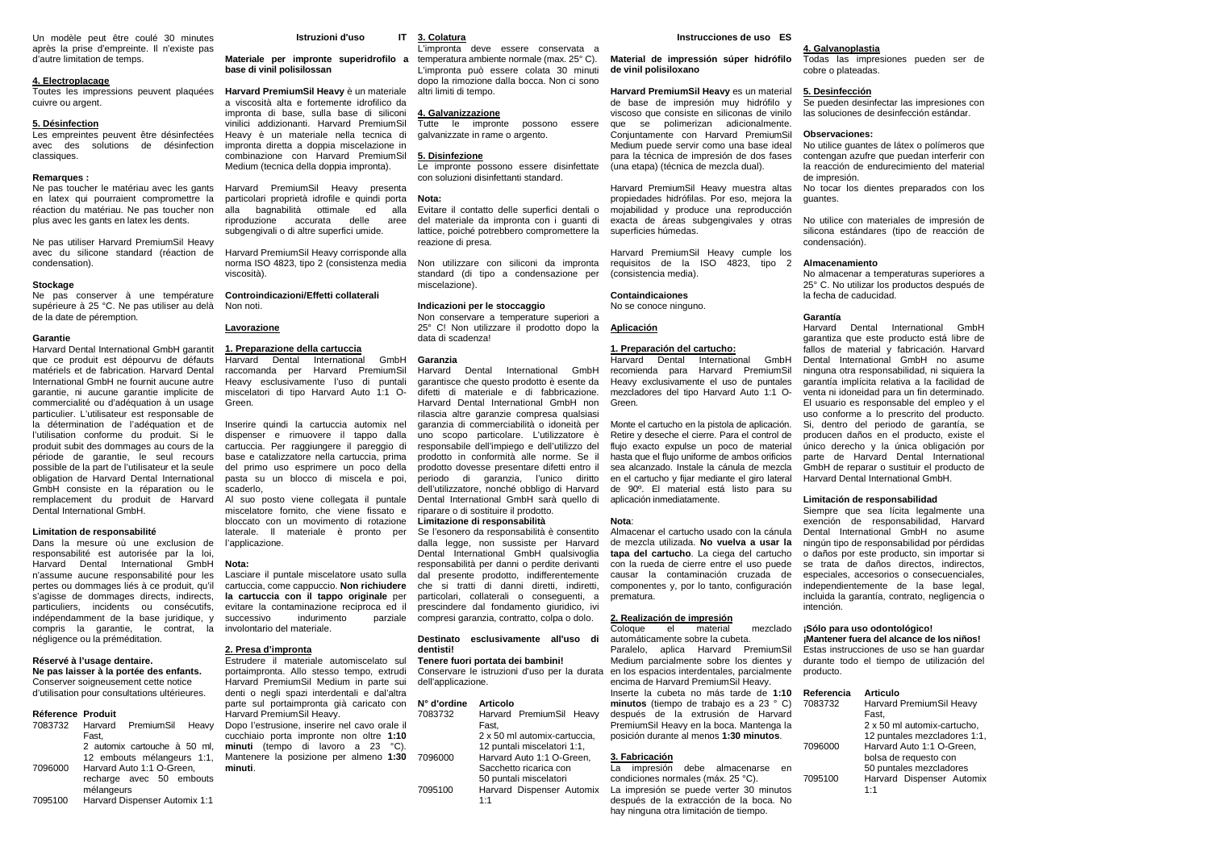Un modèle peut être coulé 30 minutes après la prise d'empreinte. Il n'existe pas d'autre limitation de temps.

**4. Electroplacage**

Toutes les impressions peuvent être plaquées cuivre ou argent.

**5. Désinfection**

Les empreintes peuvent être désinfectées avec des solutions de désinfection classiques.

**Remarques :**

Ne pas toucher le matériau avec les gants en latex qui pourraient compromettre la réaction du matériau. Ne pas toucher non plus avec les gants en latex les dents.

Ne pas utiliser Harvard PremiumSil Heavy avec du silicone standard (réaction de condensation).

**Stockage**

Ne pas conserver à une température supérieure à 25 °C. Ne pas utiliser au delà de la date de péremption.

**Garantie**

Harvard Dental International GmbH garantit que ce produit est dépourvu de défauts matériels et de fabrication. Harvard Dental International GmbH ne fournit aucune autre garantie, ni aucune garantie implicite de commercialité ou d'adéquation à un usage particulier. L'utilisateur est responsable de la détermination de l'adéquation et de l'utilisation conforme du produit. Si le produit subit des dommages au cours de la période de garantie, le seul recours possible de la part de l'utilisateur et la seule obligation de Harvard Dental International GmbH consiste en la réparation ou le remplacement du produit de Harvard Dental International GmbH.

**Limitation de responsabilité**

Dans la mesure où une exclusion de responsabilité est autorisée par la loi, Harvard Dental International GmbH n'assume aucune responsabilité pour les pertes ou dommages liés à ce produit, qu'il s'agisse de dommages directs, indirects, particuliers, incidents ou consécutifs, indépendamment de la base juridique, y compris la garantie, le contrat, la négligence ou la préméditation.

**Réservé à l'usage dentaire.**
**Ne pas laisser à la portée des enfants.**
Conserver soigneusement cette notice d'utilisation pour consultations ultérieures.

| Référence | Produit |
|---|---|
| 7083732 | Harvard PremiumSil Heavy Fast, 2 automix cartouche à 50 ml, 12 embouts mélangeurs 1:1, |
| 7096000 | Harvard Auto 1:1 O-Green, recharge avec 50 embouts mélangeurs |
| 7095100 | Harvard Dispenser Automix 1:1 |

## Istruzioni d'uso IT

**Materiale per impronte superidrofilo a base di vinil polisilossan**

**Harvard PremiumSil Heavy** è un materiale a viscosità alta e fortemente idrofilico da impronta di base, sulla base di siliconi vinilici addizionanti. Harvard PremiumSil Heavy è un materiale nella tecnica di impronta diretta a doppia miscelazione in combinazione con Harvard PremiumSil Medium (tecnica della doppia impronta).

Harvard PremiumSil Heavy presenta particolari proprietà idrofile e quindi porta alla bagnabilità ottimale ed alla riproduzione accurata delle aree subgengivali o di altre superfici umide.

Harvard PremiumSil Heavy corrisponde alla norma ISO 4823, tipo 2 (consistenza media viscosità).

**Controindicazioni/Effetti collaterali**

Non noti.

**Lavorazione**

**1. Preparazione della cartuccia**

Harvard Dental International GmbH raccomanda per Harvard PremiumSil Heavy esclusivamente l'uso di puntali miscelatori di tipo Harvard Auto 1:1 O-Green.

Inserire quindi la cartuccia automix nel dispenser e rimuovere il tappo dalla cartuccia. Per raggiungere il pareggio di base e catalizzatore nella cartuccia, prima del primo uso esprimere un poco della pasta su un blocco di miscela e poi, scaderlo,

Al suo posto viene collegata il puntale miscelatore fornito, che viene fissato e bloccato con un movimento di rotazione laterale. Il materiale è pronto per l'applicazione.

**Nota:**

Lasciare il puntale miscelatore usato sulla cartuccia, come cappuccio. **Non richiudere la cartuccia con il tappo originale** per evitare la contaminazione reciproca ed il successivo indurimento parziale involontario del materiale.

**2. Presa d'impronta**

Estrudere il materiale automiscelato sul portaimpronta. Allo stesso tempo, extrudi Harvard PremiumSil Medium in parte sui denti o negli spazi interdentali e dall'altra parte sul portaimpronta già caricato con Harvard PremiumSil Heavy.

Dopo l'estrusione, inserire nel cavo orale il cucchiaio porta impronte non oltre **1:10 minuti** (tempo di lavoro a 23 °C). Mantenere la posizione per almeno **1:30 minuti**.

**3. Colatura**

L'impronta deve essere conservata a temperatura ambiente normale (max. 25° C). L'impronta può essere colata 30 minuti dopo la rimozione dalla bocca. Non ci sono altri limiti di tempo.

**4. Galvanizzazione**

Tutte le impronte possono essere galvanizzate in rame o argento.

**5. Disinfezione**

Le impronte possono essere disinfettate con soluzioni disinfettanti standard.

**Nota:**

Evitare il contatto delle superfici dentali o del materiale da impronta con i guanti di lattice, poiché potrebbero compromettere la reazione di presa.

Non utilizzare con siliconi da impronta standard (di tipo a condensazione per miscelazione).

**Indicazioni per le stoccaggio**

Non conservare a temperature superiori a 25° C! Non utilizzare il prodotto dopo la data di scadenza!

**Garanzia**

Harvard Dental International GmbH garantisce che questo prodotto è esente da difetti di materiale e di fabbricazione. Harvard Dental International GmbH non rilascia altre garanzie compresa qualsiasi garanzia di commerciabilità o idoneità per uno scopo particolare. L'utilizzatore è responsabile dell'impiego e dell'utilizzo del prodotto in conformità alle norme. Se il prodotto dovesse presentare difetti entro il periodo di garanzia, l'unico diritto dell'utilizzatore, nonché obbligo di Harvard Dental International GmbH sarà quello di riparare o di sostituire il prodotto.

**Limitazione di responsabilità**

Se l'esonero da responsabilità è consentito dalla legge, non sussiste per Harvard Dental International GmbH qualsivoglia responsabilità per danni o perdite derivanti dal presente prodotto, indifferentemente che si tratti di danni diretti, indiretti, particolari, collaterali o conseguenti, a prescindere dal fondamento giuridico, ivi compresi garanzia, contratto, colpa o dolo.

**Destinato esclusivamente all'uso di dentisti!**
**Tenere fuori portata dei bambini!**
Conservare le istruzioni d'uso per la durata dell'applicazione.

| N° d'ordine | Articolo |
|---|---|
| 7083732 | Harvard PremiumSil Heavy Fast, 2 x 50 ml automix-cartuccia, 12 puntali miscelatori 1:1, |
| 7096000 | Harvard Auto 1:1 O-Green, Sacchetto ricarica con 50 puntali miscelatori |
| 7095100 | Harvard Dispenser Automix 1:1 |

## Instrucciones de uso ES

**Material de impresión súper hidrófilo de polisiloxano**

**Harvard PremiumSil Heavy** es un material de base de impresión muy hidrófilo y viscoso que consiste en siliconas de vinilo que se polimerizan adicionalmente. Conjuntamente con Harvard PremiumSil Medium puede servir como una base ideal para la técnica de impresión de dos fases (una etapa) (técnica de mezcla dual).

Harvard PremiumSil Heavy muestra altas propiedades hidrófilas. Por eso, mejora la mojabilidad y produce una reproducción exacta de áreas subgengivales y otras superficies húmedas.

Harvard PremiumSil Heavy cumple los requisitos de la ISO 4823, tipo 2 (consistencia media).

**Containdicaiones**

No se conoce ninguno.

**Aplicación**

**1. Preparación del cartucho:**

Harvard Dental International GmbH recomienda para Harvard PremiumSil Heavy exclusivamente el uso de puntales mezcladores del tipo Harvard Auto 1:1 O-Green.

Monte el cartucho en la pistola de aplicación. Retire y deseche el cierre. Para el control de flujo exacto expulse un poco de material hasta que el flujo uniforme de ambos orificios sea alcanzado. Instale la cánula de mezcla en el cartucho y fijar mediante el giro lateral de 90º. El material está listo para su aplicación inmediatamente.

**Nota**:

Almacenar el cartucho usado con la cánula de mezcla utilizada. **No vuelva a usar la tapa del cartucho**. La ciega del cartucho con la rueda de cierre entre el uso puede causar la contaminación cruzada de componentes y, por lo tanto, configuración prematura.

**2. Realización de impresión**

Coloque el material mezclado automáticamente sobre la cubeta.

Paralelo, aplica Harvard PremiumSil Medium parcialmente sobre los dientes y en los espacios interdentales, parcialmente encima de Harvard PremiumSil Heavy.

Inserte la cubeta no más tarde de **1:10 minutos** (tiempo de trabajo es a 23 ° C) después de la extrusión de Harvard PremiumSil Heavy en la boca. Mantenga la posición durante al menos **1:30 minutos**.

**3. Fabricación**

La impresión debe almacenarse en condiciones normales (máx. 25 °C).

La impresión se puede verter 30 minutos después de la extracción de la boca. No hay ninguna otra limitación de tiempo.

**4. Galvanoplastia**

Todas las impresiones pueden ser de cobre o plateadas.

**5. Desinfección**

Se pueden desinfectar las impresiones con las soluciones de desinfección estándar.

**Observaciones:**

No utilice guantes de látex o polímeros que contengan azufre que puedan interferir con la reacción de endurecimiento del material de impresión.

No tocar los dientes preparados con los guantes.

No utilice con materiales de impresión de silicona estándares (tipo de reacción de condensación).

**Almacenamiento**

No almacenar a temperaturas superiores a 25° C. No utilizar los productos después de la fecha de caducidad.

**Garantía**

Harvard Dental International GmbH garantiza que este producto está libre de fallos de material y fabricación. Harvard Dental International GmbH no asume ninguna otra responsabilidad, ni siquiera la garantía implícita relativa a la facilidad de venta ni idoneidad para un fin determinado. El usuario es responsable del empleo y el uso conforme a lo prescrito del producto. Si, dentro del periodo de garantía, se producen daños en el producto, existe el único derecho y la única obligación por parte de Harvard Dental International GmbH de reparar o sustituir el producto de Harvard Dental International GmbH.

**Limitación de responsabilidad**

Siempre que sea lícita legalmente una exención de responsabilidad, Harvard Dental International GmbH no asume ningún tipo de responsabilidad por pérdidas o daños por este producto, sin importar si se trata de daños directos, indirectos, especiales, accesorios o consecuenciales, independientemente de la base legal, incluida la garantía, contrato, negligencia o intención.

**¡Sólo para uso odontológico!**
**¡Mantener fuera del alcance de los niños!**
Estas instrucciones de uso se han guardar durante todo el tiempo de utilización del producto.

| Referencia | Artículo |
|---|---|
| 7083732 | Harvard PremiumSil Heavy Fast, 2 x 50 ml automix-cartucho, 12 puntales mezcladores 1:1, |
| 7096000 | Harvard Auto 1:1 O-Green, bolsa de requesto con 50 puntales mezcladores |
| 7095100 | Harvard Dispenser Automix 1:1 |